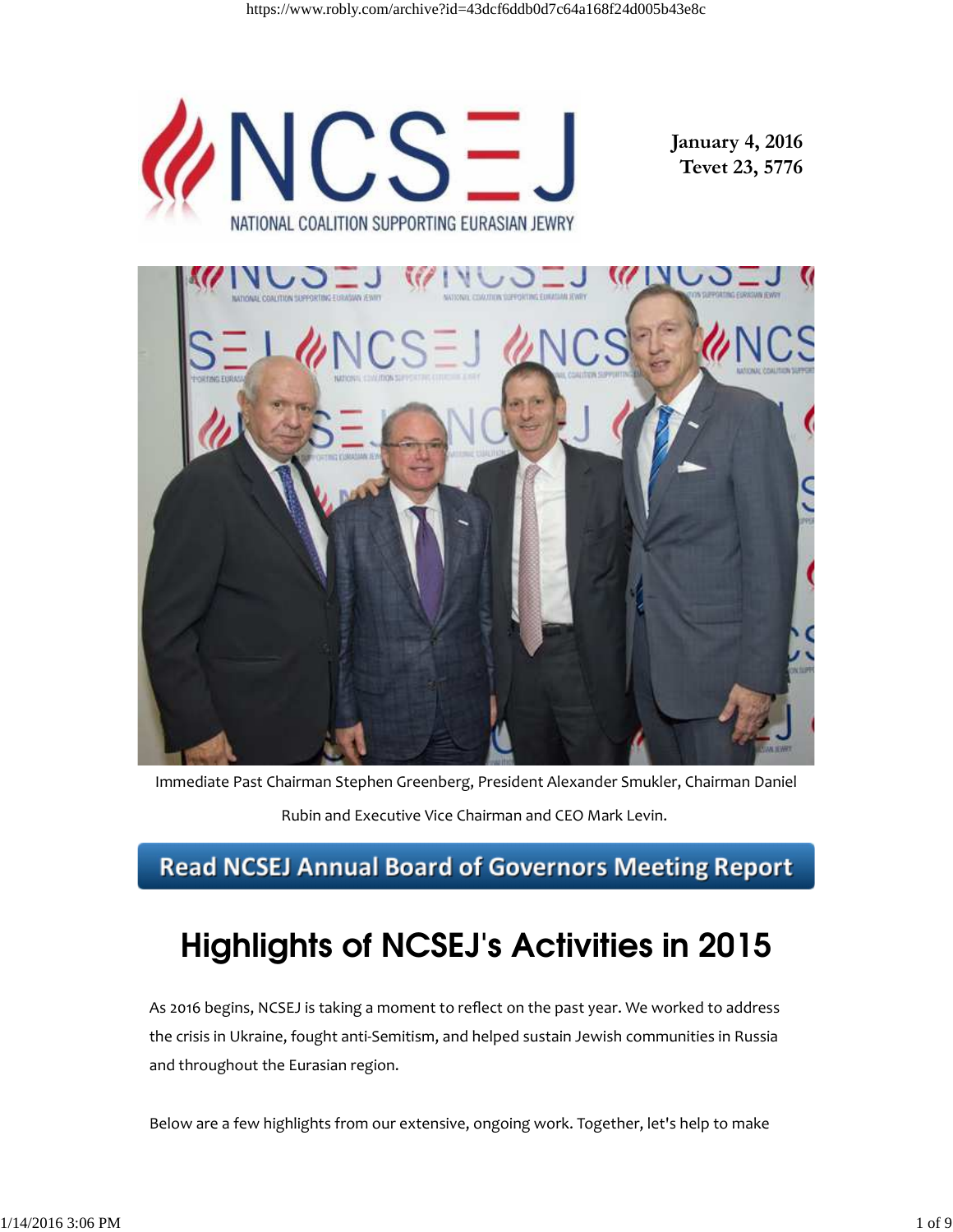January 4, 2016
Tevet 23, 5776

Immediate Past Chairman Stephen Greenberg, President Alexander Smukler, Chairman Daniel Rubin and Executive Vice Chairman and CEO Mark Levin.

**Read NCSEJ Annual Board of Governors Meeting Report**

# Highlights of NCSEJ's Activities in 2015

As 2016 begins, NCSEJ is taking a moment to reflect on the past year. We worked to address the crisis in Ukraine, fought anti-Semitism, and helped sustain Jewish communities in Russia and throughout the Eurasian region.

Below are a few highlights from our extensive, ongoing work. Together, let's help to make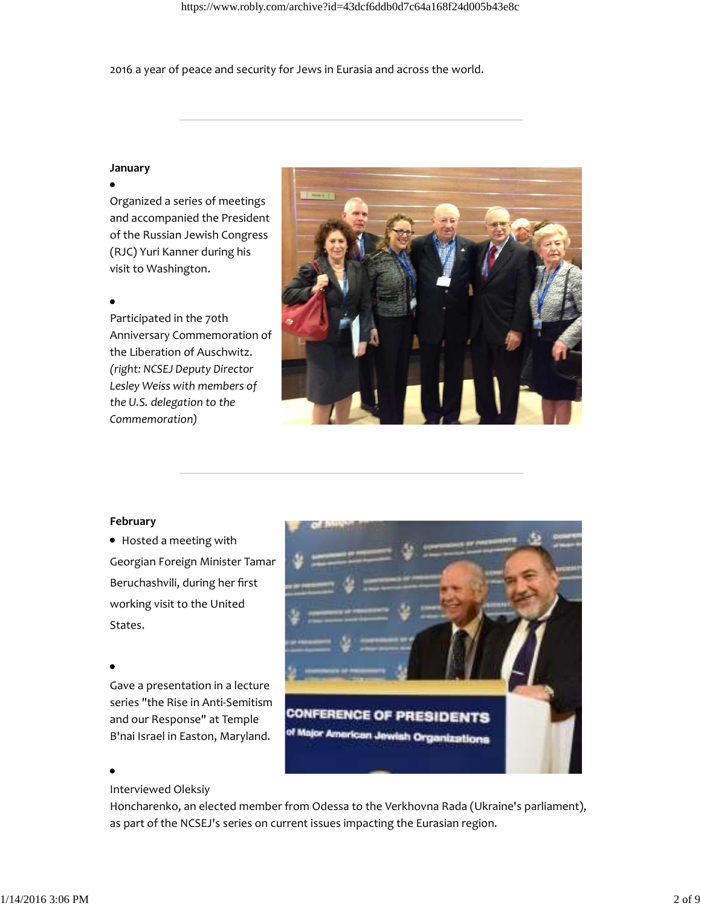2016 a year of peace and security for Jews in Eurasia and across the world.

---

**January**

- Organized a series of meetings and accompanied the President of the Russian Jewish Congress (RJC) Yuri Kanner during his visit to Washington.

- Participated in the 70th Anniversary Commemoration of the Liberation of Auschwitz. *(right: NCSEJ Deputy Director Lesley Weiss with members of the U.S. delegation to the Commemoration)*

---

**February**

- Hosted a meeting with Georgian Foreign Minister Tamar Beruchashvili, during her first working visit to the United States.

- Gave a presentation in a lecture series "the Rise in Anti-Semitism and our Response" at Temple B'nai Israel in Easton, Maryland.

- Interviewed Oleksiy Honcharenko, an elected member from Odessa to the Verkhovna Rada (Ukraine's parliament), as part of the NCSEJ's series on current issues impacting the Eurasian region.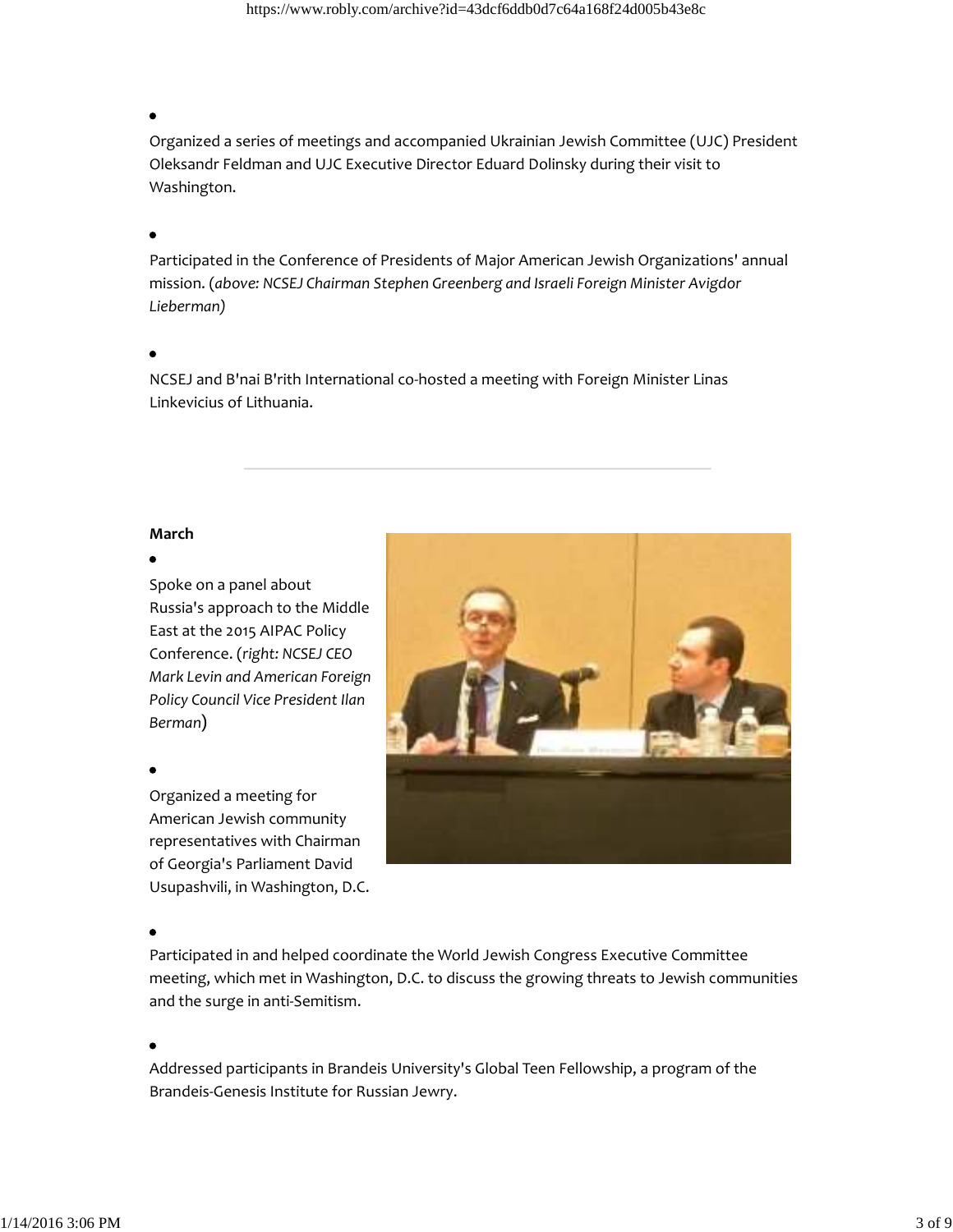- Organized a series of meetings and accompanied Ukrainian Jewish Committee (UJC) President Oleksandr Feldman and UJC Executive Director Eduard Dolinsky during their visit to Washington.

- Participated in the Conference of Presidents of Major American Jewish Organizations' annual mission. (*above: NCSEJ Chairman Stephen Greenberg and Israeli Foreign Minister Avigdor Lieberman*)

- NCSEJ and B'nai B'rith International co-hosted a meeting with Foreign Minister Linas Linkevicius of Lithuania.

---

**March**

- Spoke on a panel about Russia's approach to the Middle East at the 2015 AIPAC Policy Conference. (*right: NCSEJ CEO Mark Levin and American Foreign Policy Council Vice President Ilan Berman*)

- Organized a meeting for American Jewish community representatives with Chairman of Georgia's Parliament David Usupashvili, in Washington, D.C.

- Participated in and helped coordinate the World Jewish Congress Executive Committee meeting, which met in Washington, D.C. to discuss the growing threats to Jewish communities and the surge in anti-Semitism.

- Addressed participants in Brandeis University's Global Teen Fellowship, a program of the Brandeis-Genesis Institute for Russian Jewry.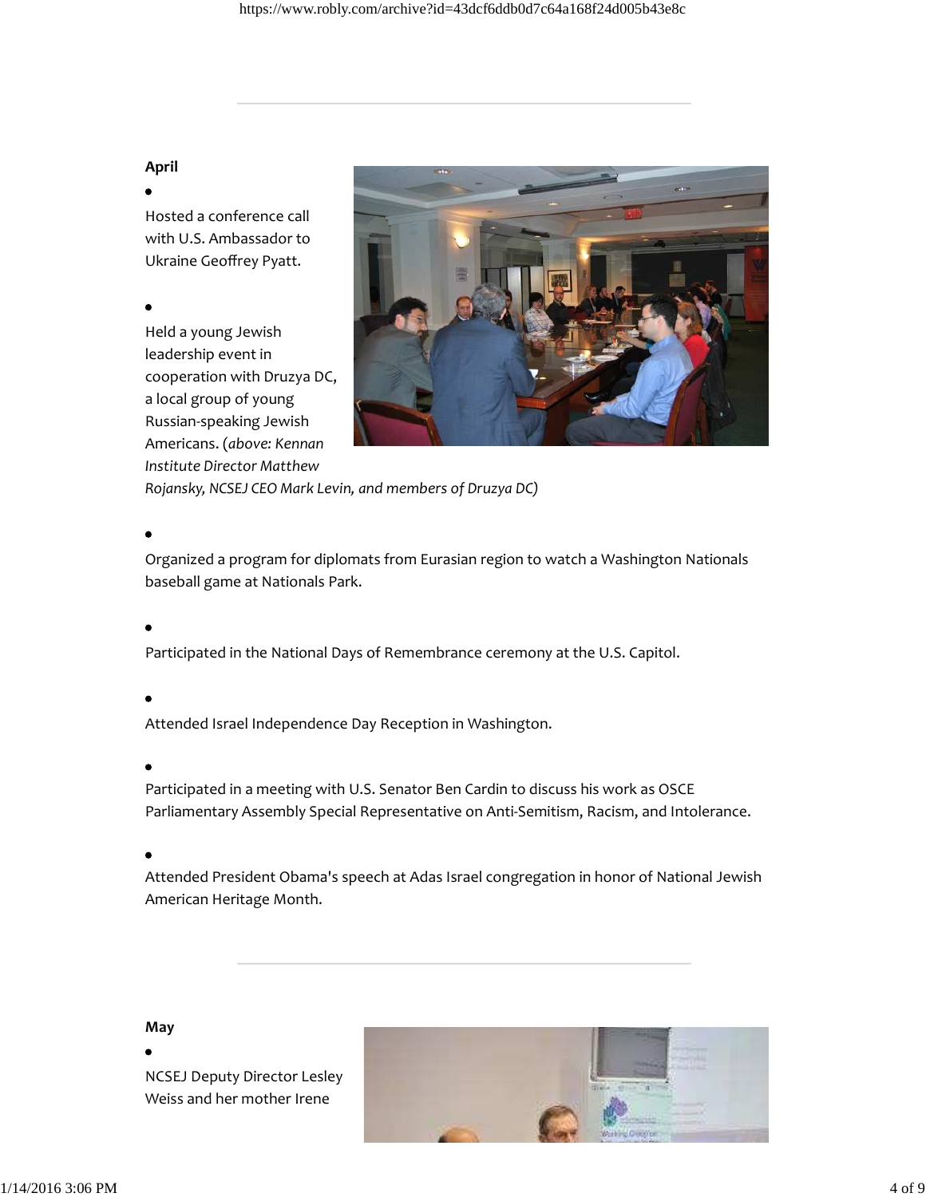**April**

- Hosted a conference call with U.S. Ambassador to Ukraine Geoffrey Pyatt.

- Held a young Jewish leadership event in cooperation with Druzya DC, a local group of young Russian-speaking Jewish Americans. (*above: Kennan Institute Director Matthew Rojansky, NCSEJ CEO Mark Levin, and members of Druzya DC)*

- Organized a program for diplomats from Eurasian region to watch a Washington Nationals baseball game at Nationals Park.

- Participated in the National Days of Remembrance ceremony at the U.S. Capitol.

- Attended Israel Independence Day Reception in Washington.

- Participated in a meeting with U.S. Senator Ben Cardin to discuss his work as OSCE Parliamentary Assembly Special Representative on Anti-Semitism, Racism, and Intolerance.

- Attended President Obama's speech at Adas Israel congregation in honor of National Jewish American Heritage Month.

---

**May**

- NCSEJ Deputy Director Lesley Weiss and her mother Irene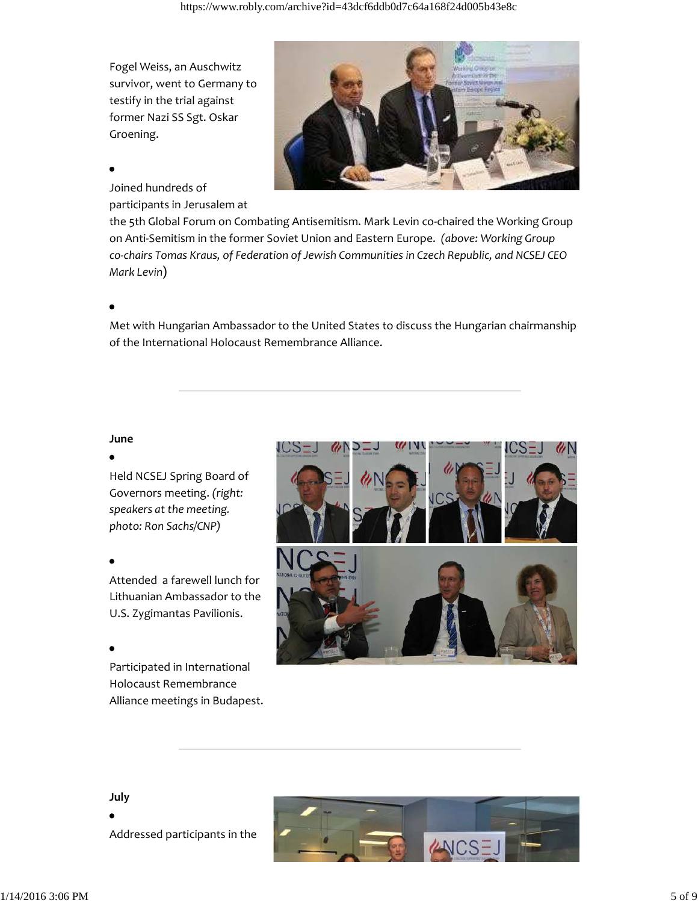Fogel Weiss, an Auschwitz survivor, went to Germany to testify in the trial against former Nazi SS Sgt. Oskar Groening.

- Joined hundreds of participants in Jerusalem at the 5th Global Forum on Combating Antisemitism. Mark Levin co-chaired the Working Group on Anti-Semitism in the former Soviet Union and Eastern Europe. *(above: Working Group co-chairs Tomas Kraus, of Federation of Jewish Communities in Czech Republic, and NCSEJ CEO Mark Levin*)

- Met with Hungarian Ambassador to the United States to discuss the Hungarian chairmanship of the International Holocaust Remembrance Alliance.

---

**June**

- Held NCSEJ Spring Board of Governors meeting. *(right: speakers at the meeting. photo: Ron Sachs/CNP)*

- Attended a farewell lunch for Lithuanian Ambassador to the U.S. Zygimantas Pavilionis.

- Participated in International Holocaust Remembrance Alliance meetings in Budapest.

---

**July**

- Addressed participants in the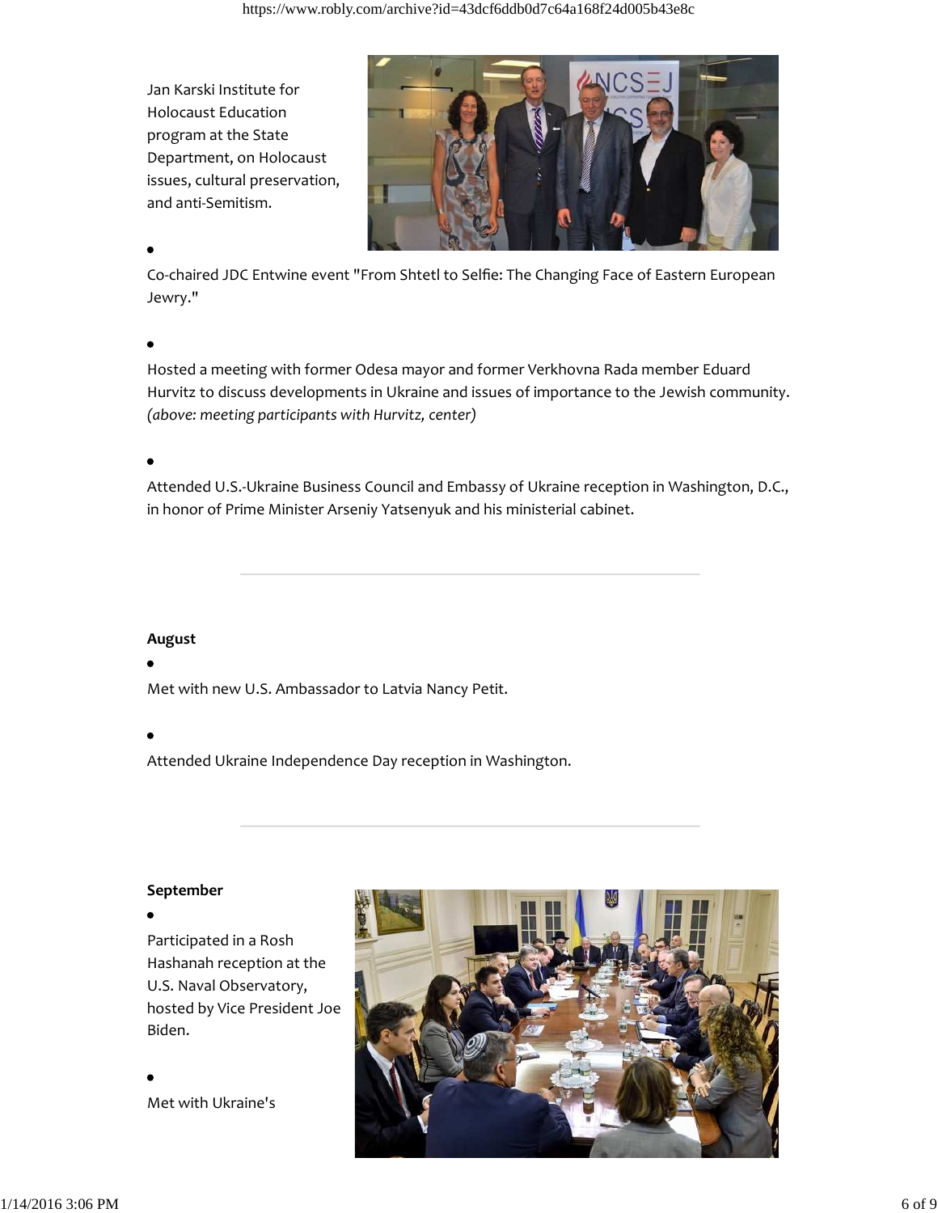Jan Karski Institute for Holocaust Education program at the State Department, on Holocaust issues, cultural preservation, and anti-Semitism.

- Co-chaired JDC Entwine event "From Shtetl to Selfie: The Changing Face of Eastern European Jewry."

- Hosted a meeting with former Odesa mayor and former Verkhovna Rada member Eduard Hurvitz to discuss developments in Ukraine and issues of importance to the Jewish community. *(above: meeting participants with Hurvitz, center)*

- Attended U.S.-Ukraine Business Council and Embassy of Ukraine reception in Washington, D.C., in honor of Prime Minister Arseniy Yatsenyuk and his ministerial cabinet.

---

**August**

- Met with new U.S. Ambassador to Latvia Nancy Petit.

- Attended Ukraine Independence Day reception in Washington.

---

**September**

- Participated in a Rosh Hashanah reception at the U.S. Naval Observatory, hosted by Vice President Joe Biden.

- Met with Ukraine's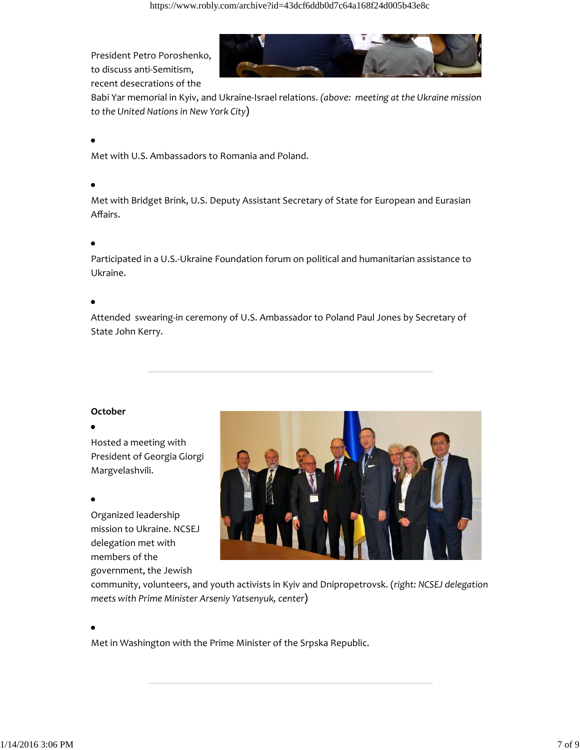President Petro Poroshenko, to discuss anti-Semitism, recent desecrations of the Babi Yar memorial in Kyiv, and Ukraine-Israel relations. *(above: meeting at the Ukraine mission to the United Nations in New York City)*

- Met with U.S. Ambassadors to Romania and Poland.

- Met with Bridget Brink, U.S. Deputy Assistant Secretary of State for European and Eurasian Affairs.

- Participated in a U.S.-Ukraine Foundation forum on political and humanitarian assistance to Ukraine.

- Attended swearing-in ceremony of U.S. Ambassador to Poland Paul Jones by Secretary of State John Kerry.

---

**October**

- Hosted a meeting with President of Georgia Giorgi Margvelashvili.

- Organized leadership mission to Ukraine. NCSEJ delegation met with members of the government, the Jewish community, volunteers, and youth activists in Kyiv and Dnipropetrovsk. (*right: NCSEJ delegation meets with Prime Minister Arseniy Yatsenyuk, center*)

- Met in Washington with the Prime Minister of the Srpska Republic.

---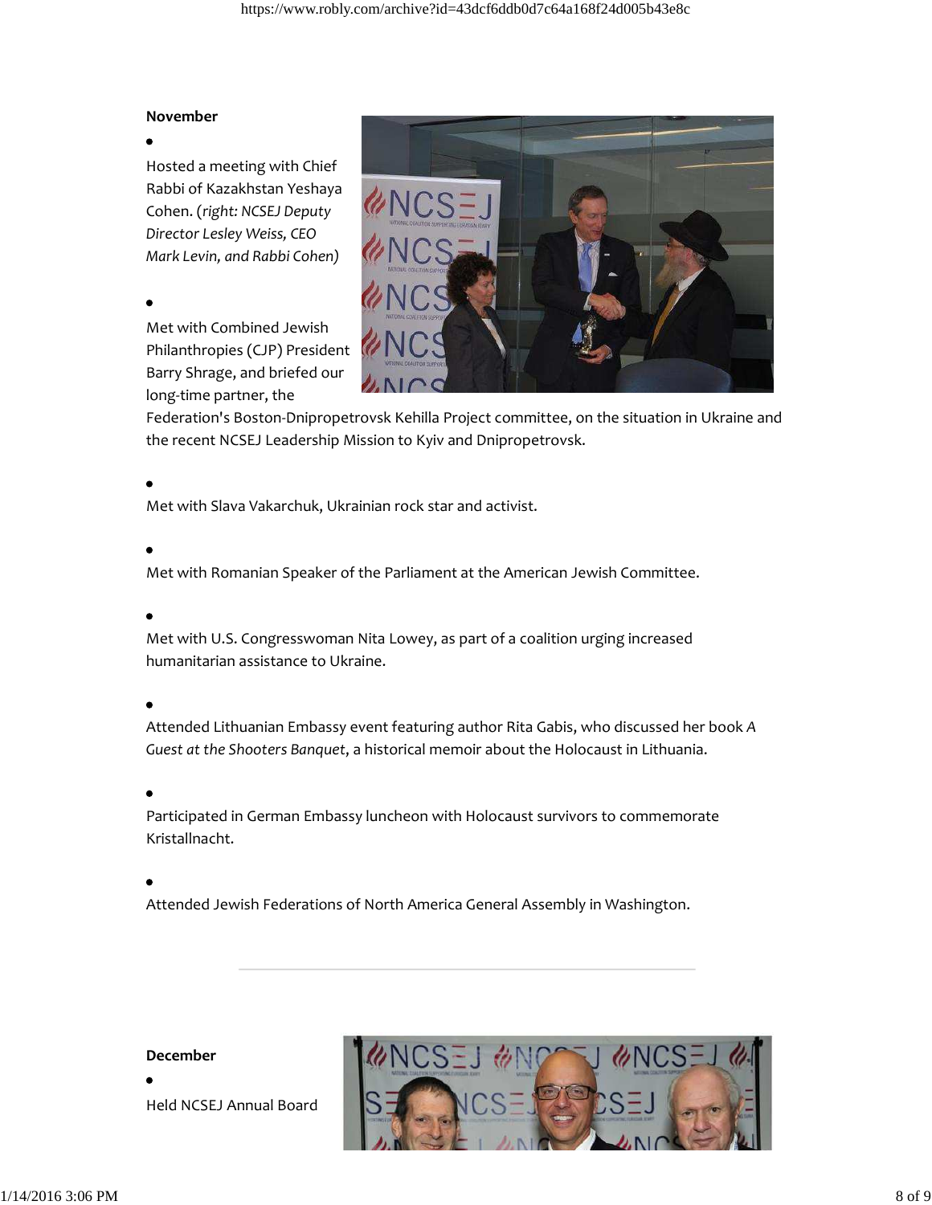**November**

- Hosted a meeting with Chief Rabbi of Kazakhstan Yeshaya Cohen. (*right: NCSEJ Deputy Director Lesley Weiss, CEO Mark Levin, and Rabbi Cohen)*

- Met with Combined Jewish Philanthropies (CJP) President Barry Shrage, and briefed our long-time partner, the Federation's Boston-Dnipropetrovsk Kehilla Project committee, on the situation in Ukraine and the recent NCSEJ Leadership Mission to Kyiv and Dnipropetrovsk.

- Met with Slava Vakarchuk, Ukrainian rock star and activist.

- Met with Romanian Speaker of the Parliament at the American Jewish Committee.

- Met with U.S. Congresswoman Nita Lowey, as part of a coalition urging increased humanitarian assistance to Ukraine.

- Attended Lithuanian Embassy event featuring author Rita Gabis, who discussed her book *A Guest at the Shooters Banquet*, a historical memoir about the Holocaust in Lithuania.

- Participated in German Embassy luncheon with Holocaust survivors to commemorate Kristallnacht.

- Attended Jewish Federations of North America General Assembly in Washington.

---

**December**

- Held NCSEJ Annual Board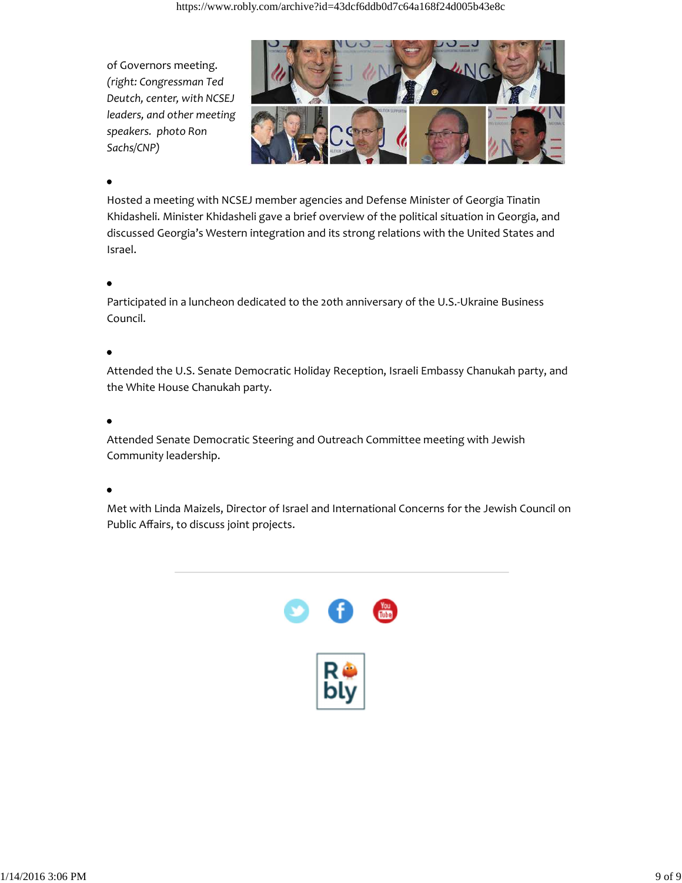of Governors meeting. *(right: Congressman Ted Deutch, center, with NCSEJ leaders, and other meeting speakers. photo Ron Sachs/CNP)*

- Hosted a meeting with NCSEJ member agencies and Defense Minister of Georgia Tinatin Khidasheli. Minister Khidasheli gave a brief overview of the political situation in Georgia, and discussed Georgia's Western integration and its strong relations with the United States and Israel.

- Participated in a luncheon dedicated to the 20th anniversary of the U.S.-Ukraine Business Council.

- Attended the U.S. Senate Democratic Holiday Reception, Israeli Embassy Chanukah party, and the White House Chanukah party.

- Attended Senate Democratic Steering and Outreach Committee meeting with Jewish Community leadership.

- Met with Linda Maizels, Director of Israel and International Concerns for the Jewish Council on Public Affairs, to discuss joint projects.